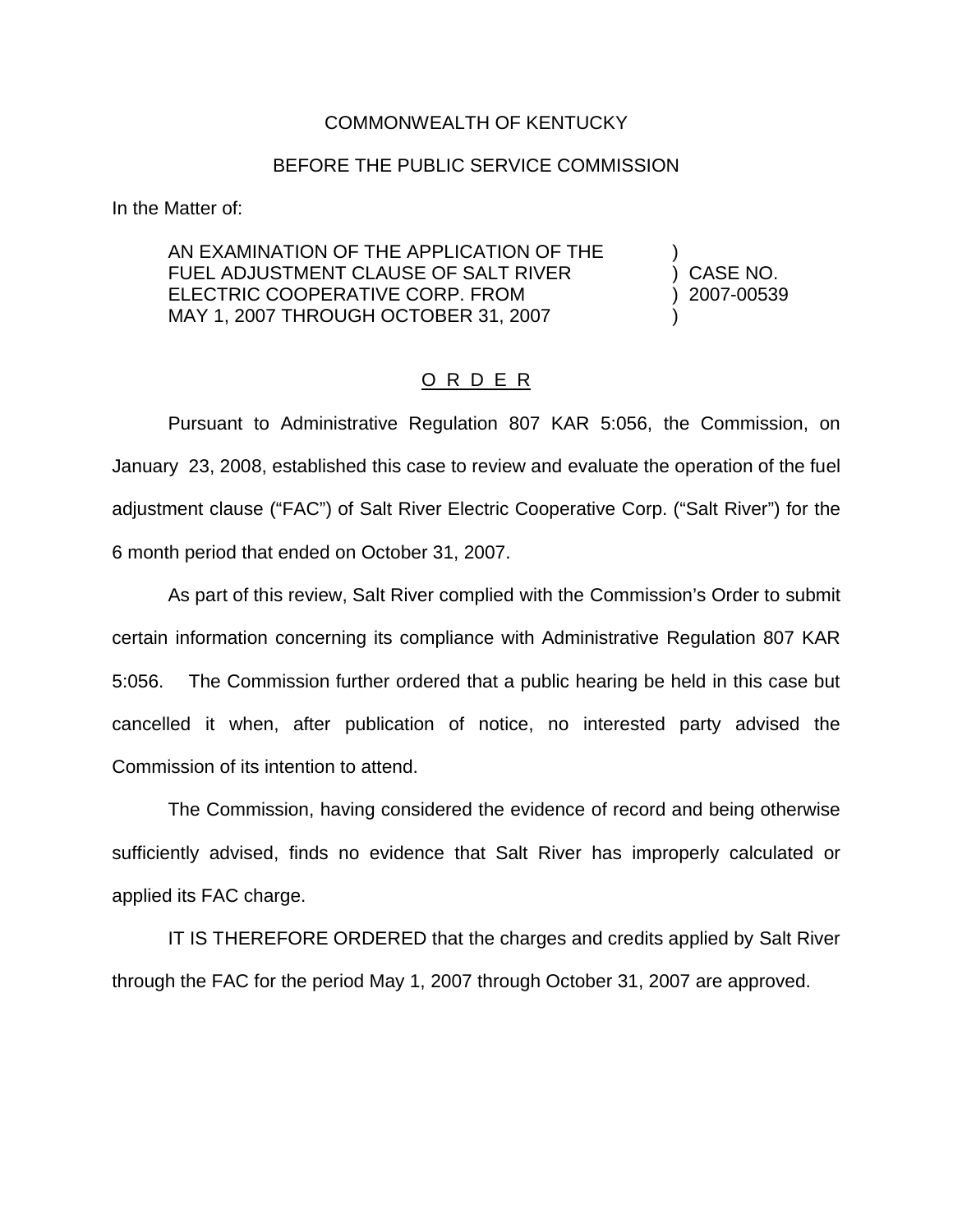COMMONWEALTH OF KENTUCKY

BEFORE THE PUBLIC SERVICE COMMISSION

In the Matter of:

| | |
|---|---|
| AN EXAMINATION OF THE APPLICATION OF THE FUEL ADJUSTMENT CLAUSE OF SALT RIVER ELECTRIC COOPERATIVE CORP. FROM MAY 1, 2007 THROUGH OCTOBER 31, 2007 | ) CASE NO. ) 2007-00539 |

## O R D E R

Pursuant to Administrative Regulation 807 KAR 5:056, the Commission, on January 23, 2008, established this case to review and evaluate the operation of the fuel adjustment clause ("FAC") of Salt River Electric Cooperative Corp. ("Salt River") for the 6 month period that ended on October 31, 2007.

As part of this review, Salt River complied with the Commission's Order to submit certain information concerning its compliance with Administrative Regulation 807 KAR 5:056. The Commission further ordered that a public hearing be held in this case but cancelled it when, after publication of notice, no interested party advised the Commission of its intention to attend.

The Commission, having considered the evidence of record and being otherwise sufficiently advised, finds no evidence that Salt River has improperly calculated or applied its FAC charge.

IT IS THEREFORE ORDERED that the charges and credits applied by Salt River through the FAC for the period May 1, 2007 through October 31, 2007 are approved.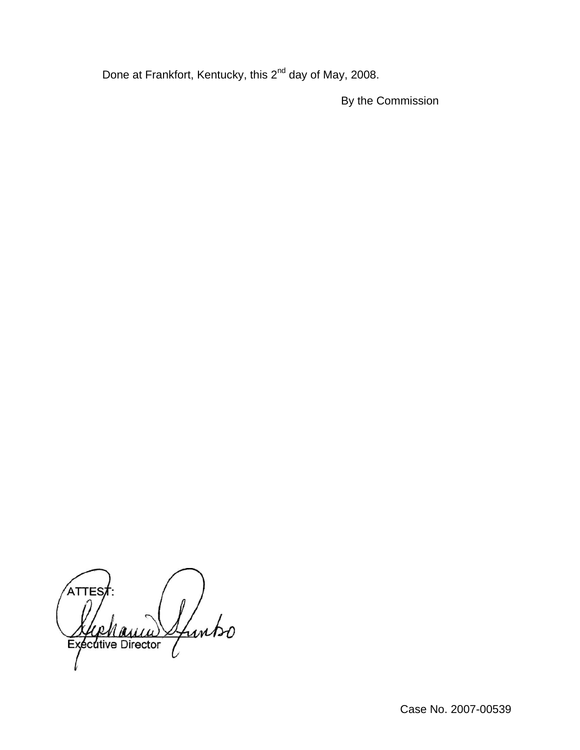Done at Frankfort, Kentucky, this 2nd day of May, 2008.

By the Commission

ATTEST:

Executive Director

Case No. 2007-00539